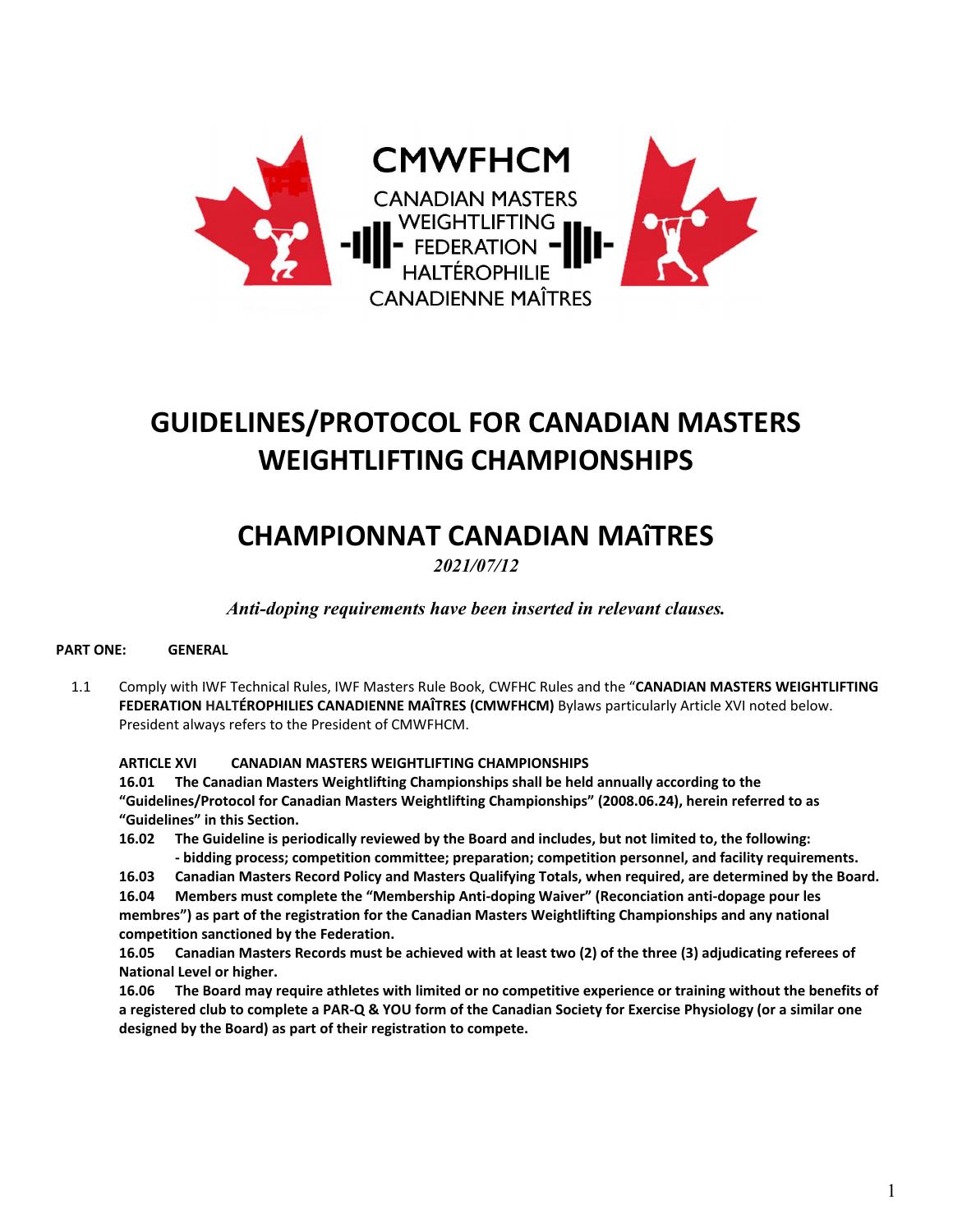CMWFHCM

CANADIAN MASTERS WEIGHTLIFTING FEDERATION HALTÉROPHILIE CANADIENNE MAÎTRES

# GUIDELINES/PROTOCOL FOR CANADIAN MASTERS WEIGHTLIFTING CHAMPIONSHIPS

# CHAMPIONNAT CANADIAN MAîTRES

*2021/07/12*

***Anti-doping requirements have been inserted in relevant clauses.***

**PART ONE: GENERAL**

1.1 Comply with IWF Technical Rules, IWF Masters Rule Book, CWFHC Rules and the "**CANADIAN MASTERS WEIGHTLIFTING FEDERATION HALTÉROPHILIES CANADIENNE MAÎTRES (CMWFHCM)** Bylaws particularly Article XVI noted below. President always refers to the President of CMWFHCM.

**ARTICLE XVI CANADIAN MASTERS WEIGHTLIFTING CHAMPIONSHIPS**

**16.01 The Canadian Masters Weightlifting Championships shall be held annually according to the "Guidelines/Protocol for Canadian Masters Weightlifting Championships" (2008.06.24), herein referred to as "Guidelines" in this Section.**

**16.02 The Guideline is periodically reviewed by the Board and includes, but not limited to, the following:**
**- bidding process; competition committee; preparation; competition personnel, and facility requirements.**

**16.03 Canadian Masters Record Policy and Masters Qualifying Totals, when required, are determined by the Board.**

**16.04 Members must complete the "Membership Anti-doping Waiver" (Reconciation anti-dopage pour les membres") as part of the registration for the Canadian Masters Weightlifting Championships and any national competition sanctioned by the Federation.**

**16.05 Canadian Masters Records must be achieved with at least two (2) of the three (3) adjudicating referees of National Level or higher.**

**16.06 The Board may require athletes with limited or no competitive experience or training without the benefits of a registered club to complete a PAR-Q & YOU form of the Canadian Society for Exercise Physiology (or a similar one designed by the Board) as part of their registration to compete.**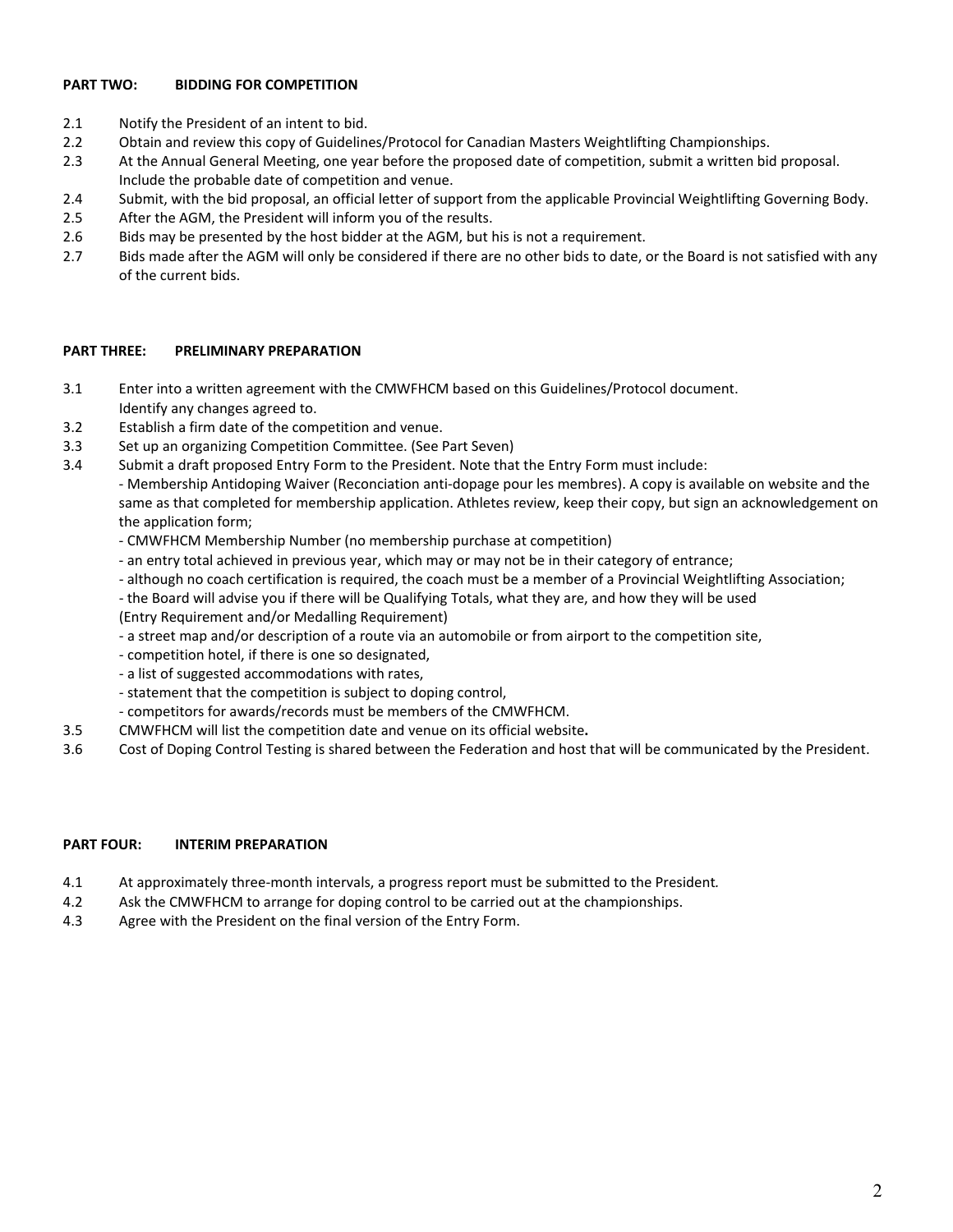## PART TWO: BIDDING FOR COMPETITION

2.1 Notify the President of an intent to bid.

2.2 Obtain and review this copy of Guidelines/Protocol for Canadian Masters Weightlifting Championships.

2.3 At the Annual General Meeting, one year before the proposed date of competition, submit a written bid proposal. Include the probable date of competition and venue.

2.4 Submit, with the bid proposal, an official letter of support from the applicable Provincial Weightlifting Governing Body.

2.5 After the AGM, the President will inform you of the results.

2.6 Bids may be presented by the host bidder at the AGM, but his is not a requirement.

2.7 Bids made after the AGM will only be considered if there are no other bids to date, or the Board is not satisfied with any of the current bids.

## PART THREE: PRELIMINARY PREPARATION

3.1 Enter into a written agreement with the CMWFHCM based on this Guidelines/Protocol document. Identify any changes agreed to.

3.2 Establish a firm date of the competition and venue.

3.3 Set up an organizing Competition Committee. (See Part Seven)

3.4 Submit a draft proposed Entry Form to the President. Note that the Entry Form must include:

- Membership Antidoping Waiver (Reconciation anti-dopage pour les membres). A copy is available on website and the same as that completed for membership application. Athletes review, keep their copy, but sign an acknowledgement on the application form;
- CMWFHCM Membership Number (no membership purchase at competition)
- an entry total achieved in previous year, which may or may not be in their category of entrance;
- although no coach certification is required, the coach must be a member of a Provincial Weightlifting Association;
- the Board will advise you if there will be Qualifying Totals, what they are, and how they will be used (Entry Requirement and/or Medalling Requirement)
- a street map and/or description of a route via an automobile or from airport to the competition site,
- competition hotel, if there is one so designated,
- a list of suggested accommodations with rates,
- statement that the competition is subject to doping control,
- competitors for awards/records must be members of the CMWFHCM.

3.5 CMWFHCM will list the competition date and venue on its official website**.**

3.6 Cost of Doping Control Testing is shared between the Federation and host that will be communicated by the President.

## PART FOUR: INTERIM PREPARATION

4.1 At approximately three-month intervals, a progress report must be submitted to the President.

4.2 Ask the CMWFHCM to arrange for doping control to be carried out at the championships.

4.3 Agree with the President on the final version of the Entry Form.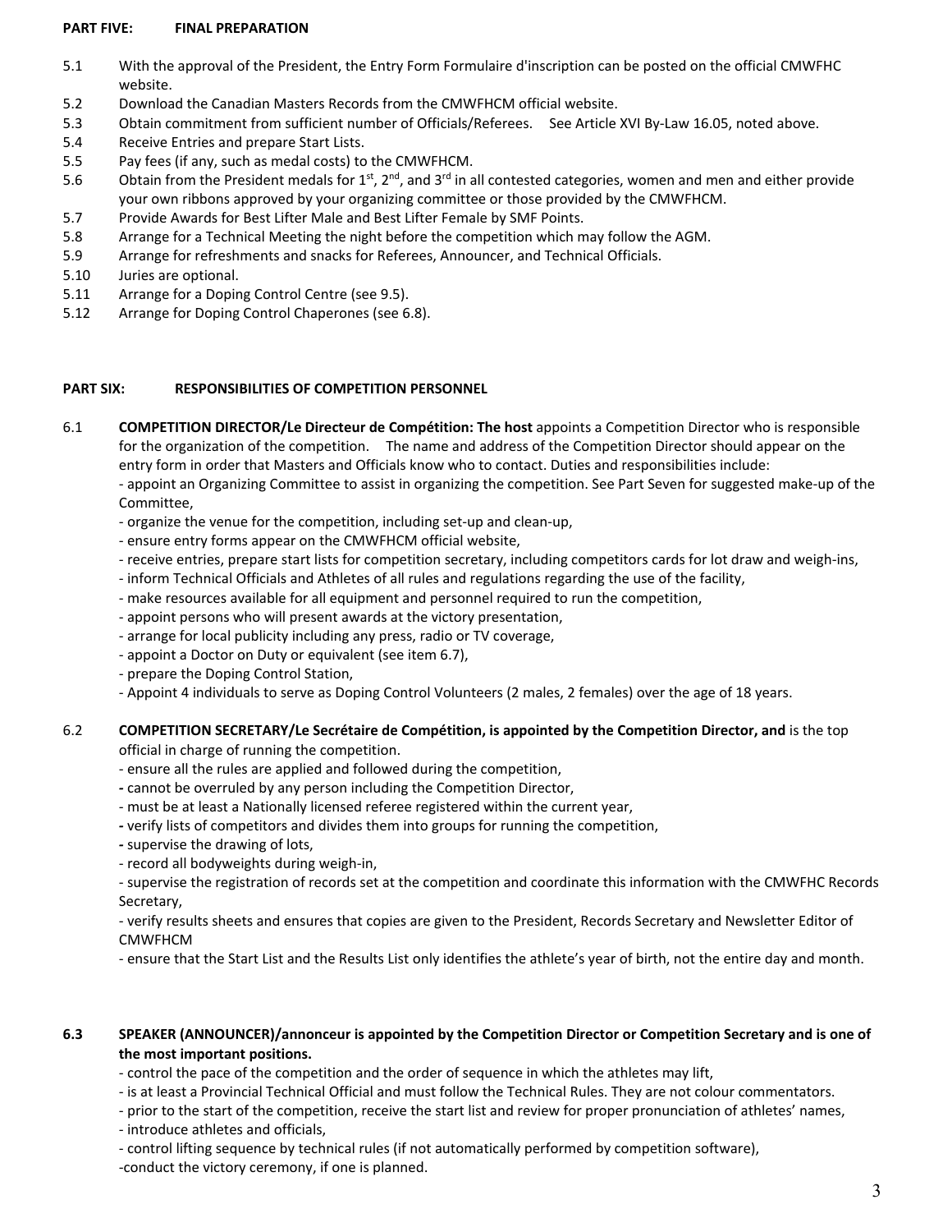**PART FIVE: FINAL PREPARATION**

5.1 With the approval of the President, the Entry Form Formulaire d'inscription can be posted on the official CMWFHC website.

5.2 Download the Canadian Masters Records from the CMWFHCM official website.

5.3 Obtain commitment from sufficient number of Officials/Referees. See Article XVI By-Law 16.05, noted above.

5.4 Receive Entries and prepare Start Lists.

5.5 Pay fees (if any, such as medal costs) to the CMWFHCM.

5.6 Obtain from the President medals for 1st, 2nd, and 3rd in all contested categories, women and men and either provide your own ribbons approved by your organizing committee or those provided by the CMWFHCM.

5.7 Provide Awards for Best Lifter Male and Best Lifter Female by SMF Points.

5.8 Arrange for a Technical Meeting the night before the competition which may follow the AGM.

5.9 Arrange for refreshments and snacks for Referees, Announcer, and Technical Officials.

5.10 Juries are optional.

5.11 Arrange for a Doping Control Centre (see 9.5).

5.12 Arrange for Doping Control Chaperones (see 6.8).

**PART SIX: RESPONSIBILITIES OF COMPETITION PERSONNEL**

6.1 **COMPETITION DIRECTOR/Le Directeur de Compétition: The host** appoints a Competition Director who is responsible for the organization of the competition. The name and address of the Competition Director should appear on the entry form in order that Masters and Officials know who to contact. Duties and responsibilities include:
- appoint an Organizing Committee to assist in organizing the competition. See Part Seven for suggested make-up of the Committee,
- organize the venue for the competition, including set-up and clean-up,
- ensure entry forms appear on the CMWFHCM official website,
- receive entries, prepare start lists for competition secretary, including competitors cards for lot draw and weigh-ins,
- inform Technical Officials and Athletes of all rules and regulations regarding the use of the facility,
- make resources available for all equipment and personnel required to run the competition,
- appoint persons who will present awards at the victory presentation,
- arrange for local publicity including any press, radio or TV coverage,
- appoint a Doctor on Duty or equivalent (see item 6.7),
- prepare the Doping Control Station,
- Appoint 4 individuals to serve as Doping Control Volunteers (2 males, 2 females) over the age of 18 years.

6.2 **COMPETITION SECRETARY/Le Secrétaire de Compétition, is appointed by the Competition Director, and** is the top official in charge of running the competition.
- ensure all the rules are applied and followed during the competition,
- cannot be overruled by any person including the Competition Director,
- must be at least a Nationally licensed referee registered within the current year,
- verify lists of competitors and divides them into groups for running the competition,
- supervise the drawing of lots,
- record all bodyweights during weigh-in,
- supervise the registration of records set at the competition and coordinate this information with the CMWFHC Records Secretary,
- verify results sheets and ensures that copies are given to the President, Records Secretary and Newsletter Editor of CMWFHCM
- ensure that the Start List and the Results List only identifies the athlete's year of birth, not the entire day and month.

6.3 **SPEAKER (ANNOUNCER)/annonceur is appointed by the Competition Director or Competition Secretary and is one of the most important positions.**
- control the pace of the competition and the order of sequence in which the athletes may lift,
- is at least a Provincial Technical Official and must follow the Technical Rules. They are not colour commentators.
- prior to the start of the competition, receive the start list and review for proper pronunciation of athletes' names,
- introduce athletes and officials,
- control lifting sequence by technical rules (if not automatically performed by competition software),
- conduct the victory ceremony, if one is planned.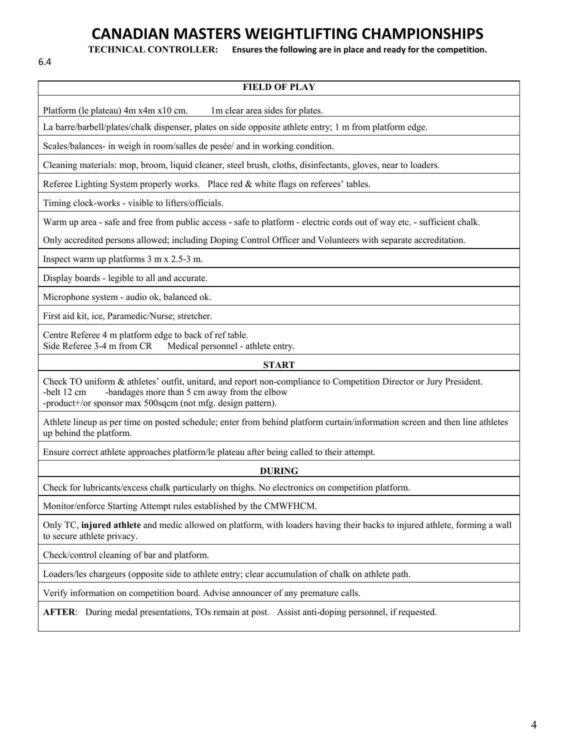# CANADIAN MASTERS WEIGHTLIFTING CHAMPIONSHIPS

**TECHNICAL CONTROLLER: Ensures the following are in place and ready for the competition.**

6.4

| FIELD OF PLAY |
|---|
| Platform (le plateau) 4m x4m x10 cm.    1m clear area sides for plates. |
| La barre/barbell/plates/chalk dispenser, plates on side opposite athlete entry; 1 m from platform edge. |
| Scales/balances- in weigh in room/salles de pesée/ and in working condition. |
| Cleaning materials: mop, broom, liquid cleaner, steel brush, cloths, disinfectants, gloves, near to loaders. |
| Referee Lighting System properly works.   Place red & white flags on referees' tables. |
| Timing clock-works - visible to lifters/officials. |
| Warm up area - safe and free from public access - safe to platform - electric cords out of way etc. - sufficient chalk.<br>Only accredited persons allowed; including Doping Control Officer and Volunteers with separate accreditation. |
| Inspect warm up platforms 3 m x 2.5-3 m. |
| Display boards - legible to all and accurate. |
| Microphone system - audio ok, balanced ok. |
| First aid kit, ice, Paramedic/Nurse; stretcher. |
| Centre Referee 4 m platform edge to back of ref table.<br>Side Referee 3-4 m from CR    Medical personnel - athlete entry. |
| **START** |
| Check TO uniform & athletes' outfit, unitard, and report non-compliance to Competition Director or Jury President.<br>-belt 12 cm    -bandages more than 5 cm away from the elbow<br>-product+/or sponsor max 500sqcm (not mfg. design pattern). |
| Athlete lineup as per time on posted schedule; enter from behind platform curtain/information screen and then line athletes up behind the platform. |
| Ensure correct athlete approaches platform/le plateau after being called to their attempt. |
| **DURING** |
| Check for lubricants/excess chalk particularly on thighs. No electronics on competition platform. |
| Monitor/enforce Starting Attempt rules established by the CMWFHCM. |
| Only TC, **injured athlete** and medic allowed on platform, with loaders having their backs to injured athlete, forming a wall to secure athlete privacy. |
| Check/control cleaning of bar and platform. |
| Loaders/les chargeurs (opposite side to athlete entry; clear accumulation of chalk on athlete path. |
| Verify information on competition board. Advise announcer of any premature calls. |
| **AFTER**:   During medal presentations, TOs remain at post.   Assist anti-doping personnel, if requested. |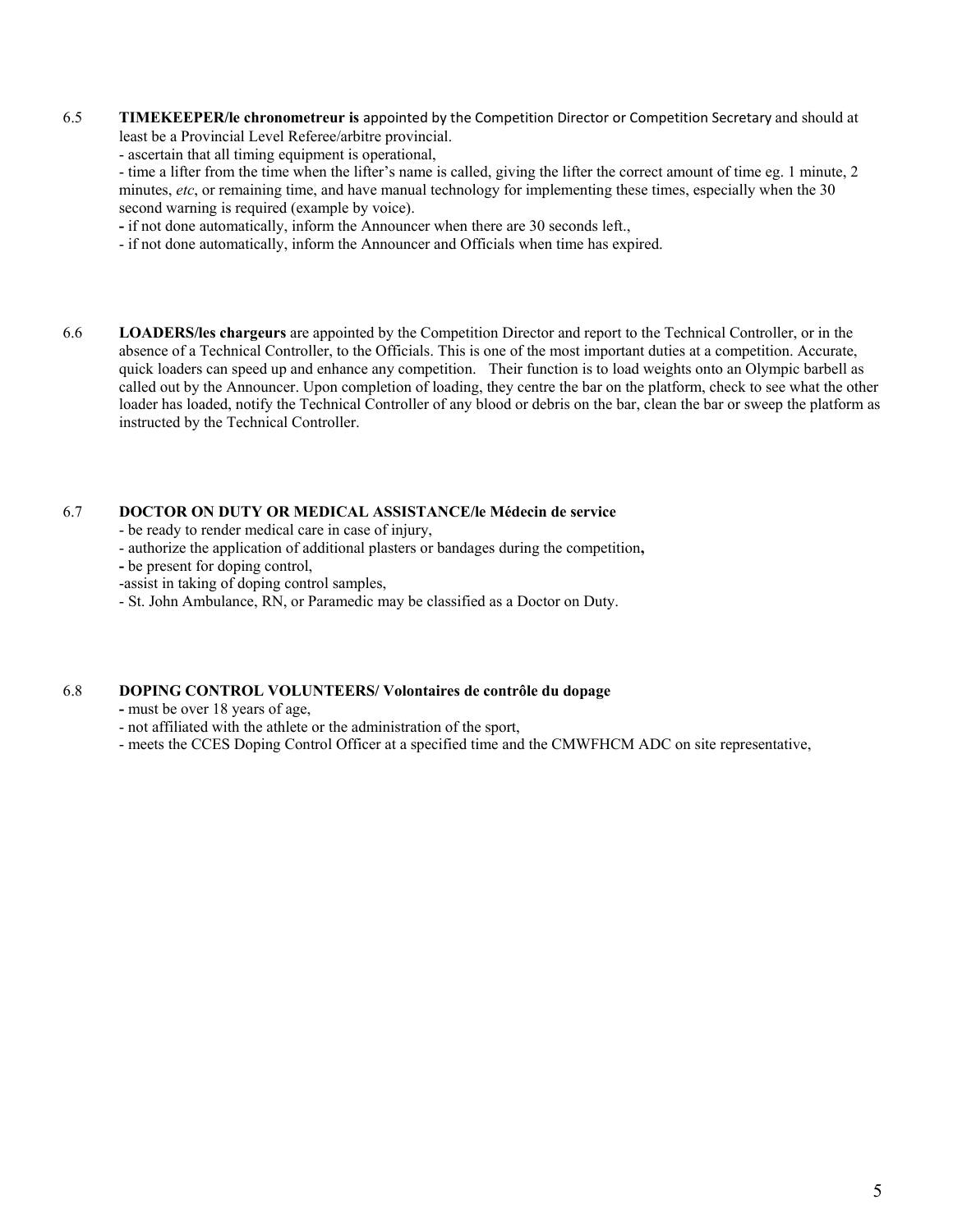6.5 **TIMEKEEPER/le chronometreur is** appointed by the Competition Director or Competition Secretary and should at least be a Provincial Level Referee/arbitre provincial.

- ascertain that all timing equipment is operational,
- time a lifter from the time when the lifter's name is called, giving the lifter the correct amount of time eg. 1 minute, 2 minutes, *etc*, or remaining time, and have manual technology for implementing these times, especially when the 30 second warning is required (example by voice).
- if not done automatically, inform the Announcer when there are 30 seconds left.,
- if not done automatically, inform the Announcer and Officials when time has expired.

6.6 **LOADERS/les chargeurs** are appointed by the Competition Director and report to the Technical Controller, or in the absence of a Technical Controller, to the Officials. This is one of the most important duties at a competition. Accurate, quick loaders can speed up and enhance any competition. Their function is to load weights onto an Olympic barbell as called out by the Announcer. Upon completion of loading, they centre the bar on the platform, check to see what the other loader has loaded, notify the Technical Controller of any blood or debris on the bar, clean the bar or sweep the platform as instructed by the Technical Controller.

6.7 **DOCTOR ON DUTY OR MEDICAL ASSISTANCE/le Médecin de service**

- be ready to render medical care in case of injury,
- authorize the application of additional plasters or bandages during the competition**,**
- be present for doping control,
- assist in taking of doping control samples,
- St. John Ambulance, RN, or Paramedic may be classified as a Doctor on Duty.

6.8 **DOPING CONTROL VOLUNTEERS/ Volontaires de contrôle du dopage**

- must be over 18 years of age,
- not affiliated with the athlete or the administration of the sport,
- meets the CCES Doping Control Officer at a specified time and the CMWFHCM ADC on site representative,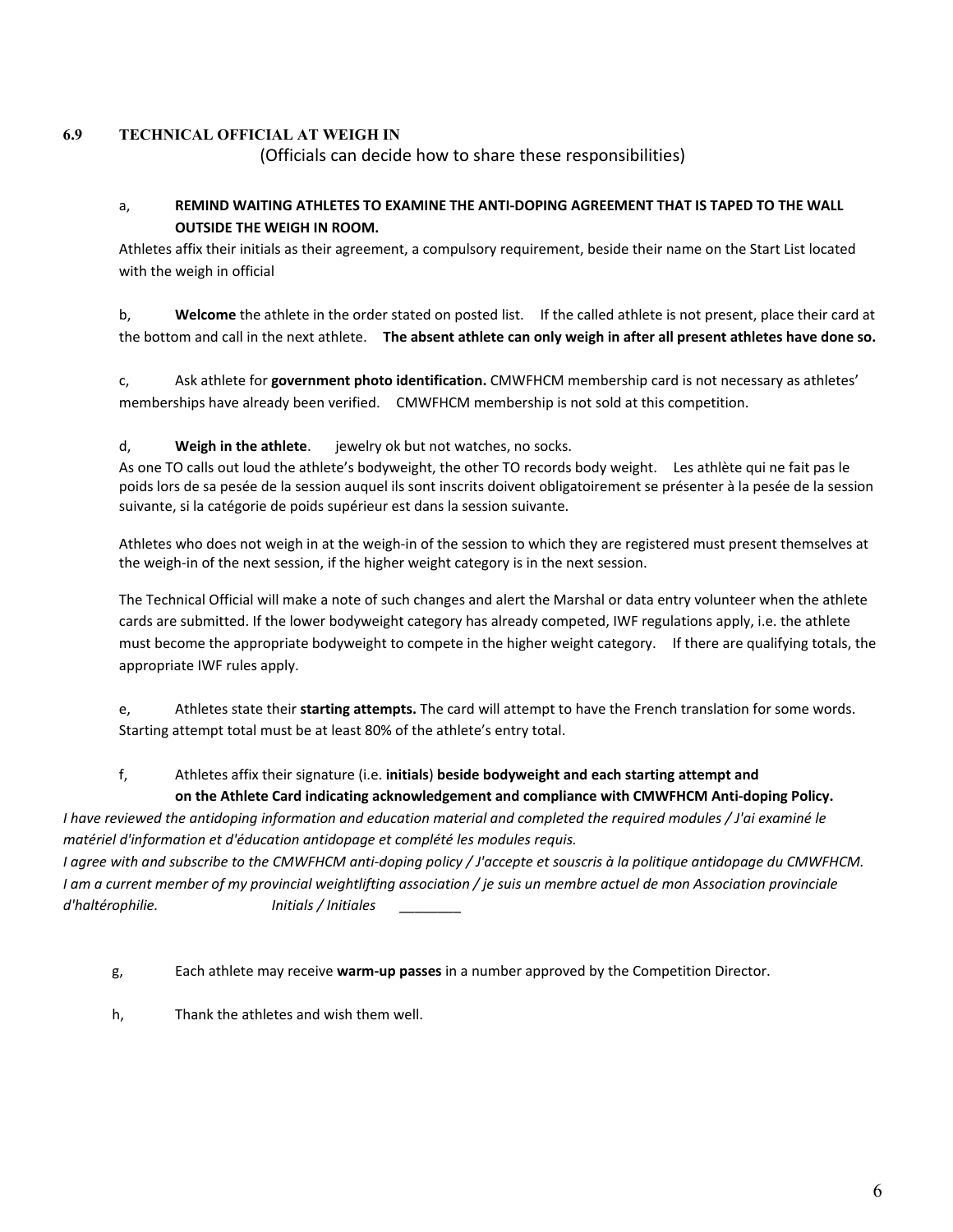### 6.9 TECHNICAL OFFICIAL AT WEIGH IN

(Officials can decide how to share these responsibilities)

a, **REMIND WAITING ATHLETES TO EXAMINE THE ANTI-DOPING AGREEMENT THAT IS TAPED TO THE WALL OUTSIDE THE WEIGH IN ROOM.**

Athletes affix their initials as their agreement, a compulsory requirement, beside their name on the Start List located with the weigh in official

b, **Welcome** the athlete in the order stated on posted list. If the called athlete is not present, place their card at the bottom and call in the next athlete. **The absent athlete can only weigh in after all present athletes have done so.**

c, Ask athlete for **government photo identification.** CMWFHCM membership card is not necessary as athletes' memberships have already been verified. CMWFHCM membership is not sold at this competition.

d, **Weigh in the athlete**. jewelry ok but not watches, no socks.

As one TO calls out loud the athlete's bodyweight, the other TO records body weight. Les athlète qui ne fait pas le poids lors de sa pesée de la session auquel ils sont inscrits doivent obligatoirement se présenter à la pesée de la session suivante, si la catégorie de poids supérieur est dans la session suivante.

Athletes who does not weigh in at the weigh-in of the session to which they are registered must present themselves at the weigh-in of the next session, if the higher weight category is in the next session.

The Technical Official will make a note of such changes and alert the Marshal or data entry volunteer when the athlete cards are submitted. If the lower bodyweight category has already competed, IWF regulations apply, i.e. the athlete must become the appropriate bodyweight to compete in the higher weight category. If there are qualifying totals, the appropriate IWF rules apply.

e, Athletes state their **starting attempts.** The card will attempt to have the French translation for some words. Starting attempt total must be at least 80% of the athlete's entry total.

f, Athletes affix their signature (i.e. **initials**) **beside bodyweight and each starting attempt and on the Athlete Card indicating acknowledgement and compliance with CMWFHCM Anti-doping Policy.**

*I have reviewed the antidoping information and education material and completed the required modules / J'ai examiné le matériel d'information et d'éducation antidopage et complété les modules requis.*

*I agree with and subscribe to the CMWFHCM anti-doping policy / J'accepte et souscris à la politique antidopage du CMWFHCM.*

*I am a current member of my provincial weightlifting association / je suis un membre actuel de mon Association provinciale d'haltérophilie.* *Initials / Initiales* ________

g, Each athlete may receive **warm-up passes** in a number approved by the Competition Director.

h, Thank the athletes and wish them well.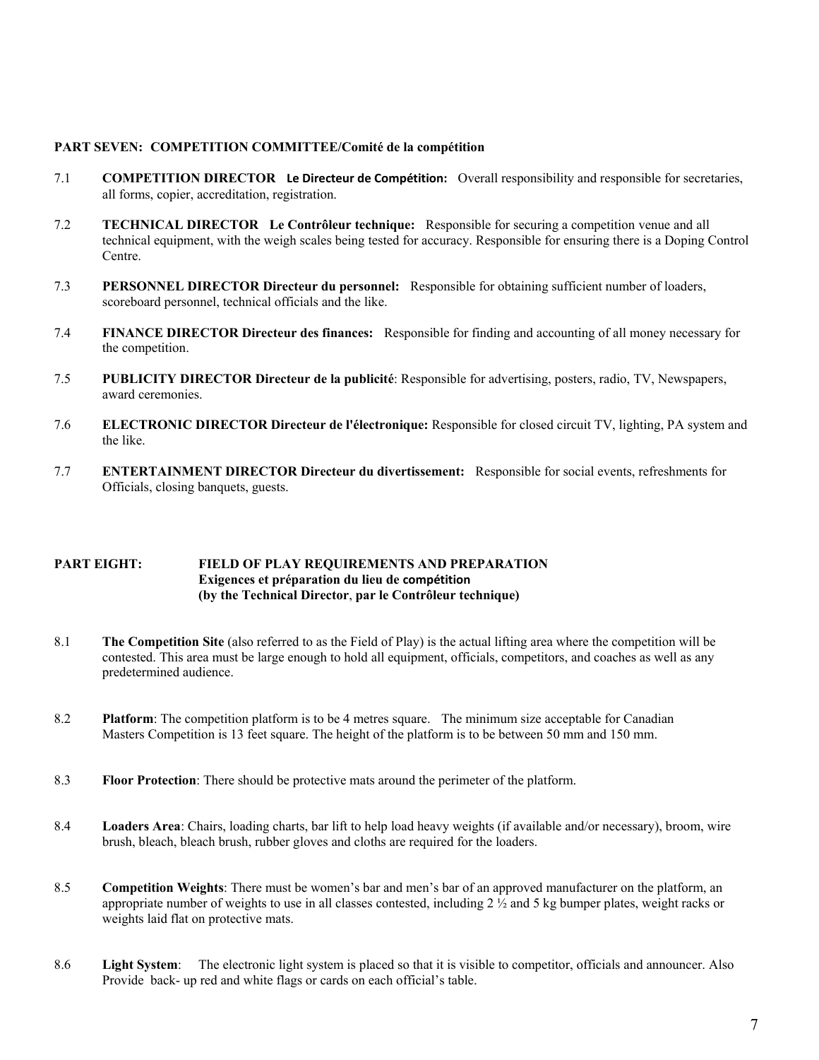## PART SEVEN: COMPETITION COMMITTEE/Comité de la compétition

7.1 **COMPETITION DIRECTOR Le Directeur de Compétition:** Overall responsibility and responsible for secretaries, all forms, copier, accreditation, registration.

7.2 **TECHNICAL DIRECTOR Le Contrôleur technique:** Responsible for securing a competition venue and all technical equipment, with the weigh scales being tested for accuracy. Responsible for ensuring there is a Doping Control Centre.

7.3 **PERSONNEL DIRECTOR Directeur du personnel:** Responsible for obtaining sufficient number of loaders, scoreboard personnel, technical officials and the like.

7.4 **FINANCE DIRECTOR Directeur des finances:** Responsible for finding and accounting of all money necessary for the competition.

7.5 **PUBLICITY DIRECTOR Directeur de la publicité**: Responsible for advertising, posters, radio, TV, Newspapers, award ceremonies.

7.6 **ELECTRONIC DIRECTOR Directeur de l'électronique:** Responsible for closed circuit TV, lighting, PA system and the like.

7.7 **ENTERTAINMENT DIRECTOR Directeur du divertissement:** Responsible for social events, refreshments for Officials, closing banquets, guests.

## PART EIGHT: FIELD OF PLAY REQUIREMENTS AND PREPARATION
**Exigences et préparation du lieu de compétition**
**(by the Technical Director, par le Contrôleur technique)**

8.1 **The Competition Site** (also referred to as the Field of Play) is the actual lifting area where the competition will be contested. This area must be large enough to hold all equipment, officials, competitors, and coaches as well as any predetermined audience.

8.2 **Platform**: The competition platform is to be 4 metres square. The minimum size acceptable for Canadian Masters Competition is 13 feet square. The height of the platform is to be between 50 mm and 150 mm.

8.3 **Floor Protection**: There should be protective mats around the perimeter of the platform.

8.4 **Loaders Area**: Chairs, loading charts, bar lift to help load heavy weights (if available and/or necessary), broom, wire brush, bleach, bleach brush, rubber gloves and cloths are required for the loaders.

8.5 **Competition Weights**: There must be women's bar and men's bar of an approved manufacturer on the platform, an appropriate number of weights to use in all classes contested, including 2 ½ and 5 kg bumper plates, weight racks or weights laid flat on protective mats.

8.6 **Light System**: The electronic light system is placed so that it is visible to competitor, officials and announcer. Also Provide back- up red and white flags or cards on each official's table.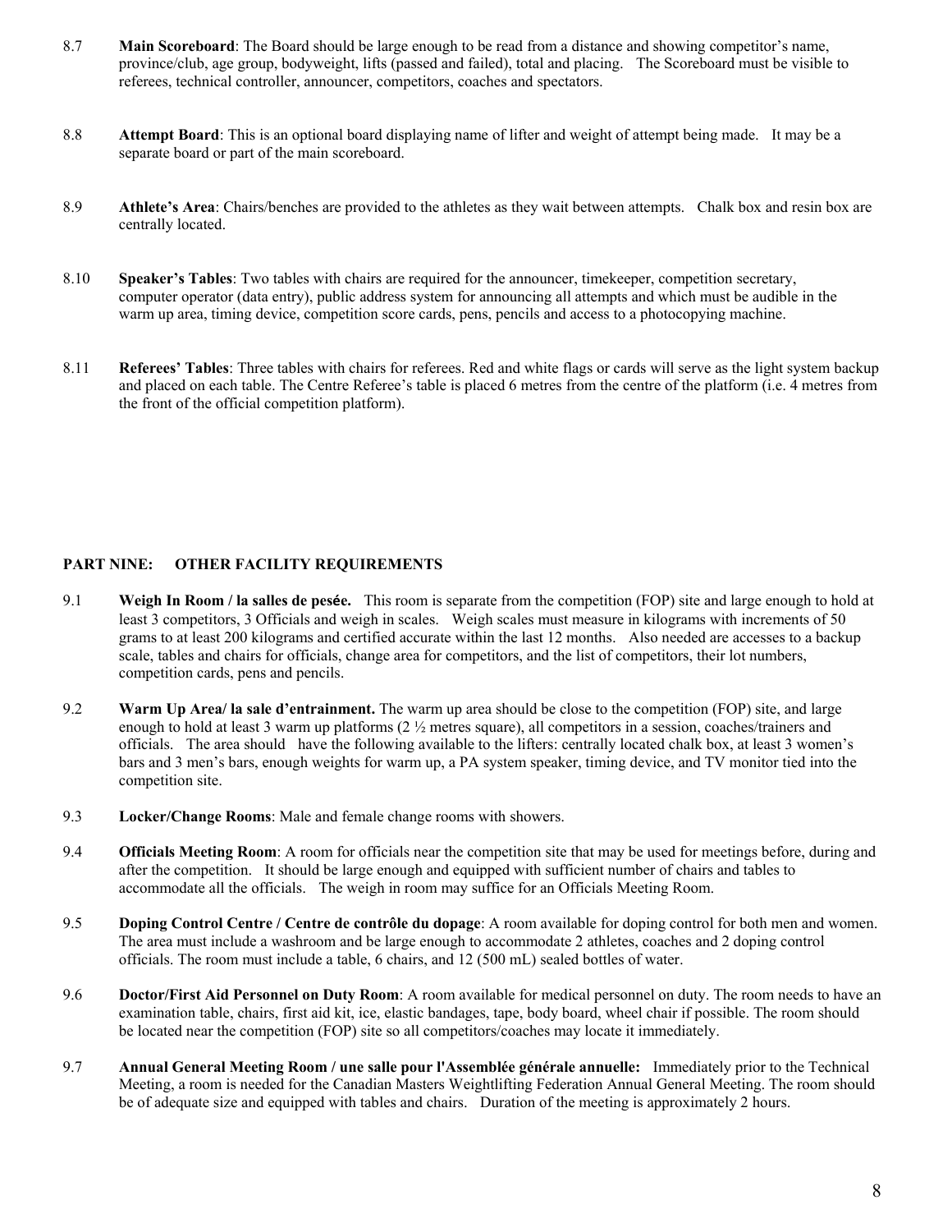8.7 **Main Scoreboard**: The Board should be large enough to be read from a distance and showing competitor's name, province/club, age group, bodyweight, lifts (passed and failed), total and placing. The Scoreboard must be visible to referees, technical controller, announcer, competitors, coaches and spectators.

8.8 **Attempt Board**: This is an optional board displaying name of lifter and weight of attempt being made. It may be a separate board or part of the main scoreboard.

8.9 **Athlete's Area**: Chairs/benches are provided to the athletes as they wait between attempts. Chalk box and resin box are centrally located.

8.10 **Speaker's Tables**: Two tables with chairs are required for the announcer, timekeeper, competition secretary, computer operator (data entry), public address system for announcing all attempts and which must be audible in the warm up area, timing device, competition score cards, pens, pencils and access to a photocopying machine.

8.11 **Referees' Tables**: Three tables with chairs for referees. Red and white flags or cards will serve as the light system backup and placed on each table. The Centre Referee's table is placed 6 metres from the centre of the platform (i.e. 4 metres from the front of the official competition platform).

## PART NINE: OTHER FACILITY REQUIREMENTS

9.1 **Weigh In Room / la salles de pesée.** This room is separate from the competition (FOP) site and large enough to hold at least 3 competitors, 3 Officials and weigh in scales. Weigh scales must measure in kilograms with increments of 50 grams to at least 200 kilograms and certified accurate within the last 12 months. Also needed are accesses to a backup scale, tables and chairs for officials, change area for competitors, and the list of competitors, their lot numbers, competition cards, pens and pencils.

9.2 **Warm Up Area/ la sale d'entrainment.** The warm up area should be close to the competition (FOP) site, and large enough to hold at least 3 warm up platforms (2 ½ metres square), all competitors in a session, coaches/trainers and officials. The area should have the following available to the lifters: centrally located chalk box, at least 3 women's bars and 3 men's bars, enough weights for warm up, a PA system speaker, timing device, and TV monitor tied into the competition site.

9.3 **Locker/Change Rooms**: Male and female change rooms with showers.

9.4 **Officials Meeting Room**: A room for officials near the competition site that may be used for meetings before, during and after the competition. It should be large enough and equipped with sufficient number of chairs and tables to accommodate all the officials. The weigh in room may suffice for an Officials Meeting Room.

9.5 **Doping Control Centre / Centre de contrôle du dopage**: A room available for doping control for both men and women. The area must include a washroom and be large enough to accommodate 2 athletes, coaches and 2 doping control officials. The room must include a table, 6 chairs, and 12 (500 mL) sealed bottles of water.

9.6 **Doctor/First Aid Personnel on Duty Room**: A room available for medical personnel on duty. The room needs to have an examination table, chairs, first aid kit, ice, elastic bandages, tape, body board, wheel chair if possible. The room should be located near the competition (FOP) site so all competitors/coaches may locate it immediately.

9.7 **Annual General Meeting Room / une salle pour l'Assemblée générale annuelle:** Immediately prior to the Technical Meeting, a room is needed for the Canadian Masters Weightlifting Federation Annual General Meeting. The room should be of adequate size and equipped with tables and chairs. Duration of the meeting is approximately 2 hours.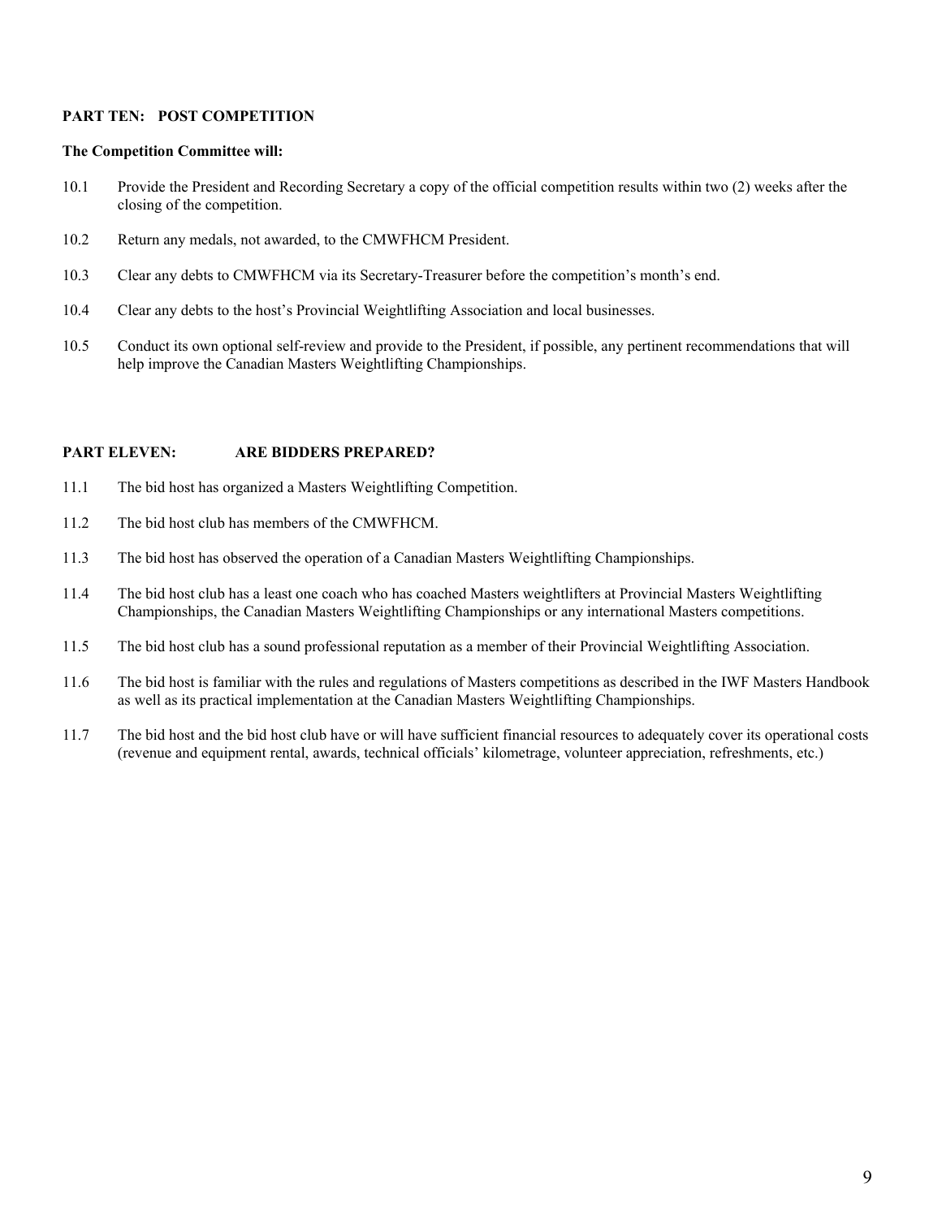**PART TEN: POST COMPETITION**

**The Competition Committee will:**

10.1 Provide the President and Recording Secretary a copy of the official competition results within two (2) weeks after the closing of the competition.

10.2 Return any medals, not awarded, to the CMWFHCM President.

10.3 Clear any debts to CMWFHCM via its Secretary-Treasurer before the competition's month's end.

10.4 Clear any debts to the host's Provincial Weightlifting Association and local businesses.

10.5 Conduct its own optional self-review and provide to the President, if possible, any pertinent recommendations that will help improve the Canadian Masters Weightlifting Championships.

**PART ELEVEN: ARE BIDDERS PREPARED?**

11.1 The bid host has organized a Masters Weightlifting Competition.

11.2 The bid host club has members of the CMWFHCM.

11.3 The bid host has observed the operation of a Canadian Masters Weightlifting Championships.

11.4 The bid host club has a least one coach who has coached Masters weightlifters at Provincial Masters Weightlifting Championships, the Canadian Masters Weightlifting Championships or any international Masters competitions.

11.5 The bid host club has a sound professional reputation as a member of their Provincial Weightlifting Association.

11.6 The bid host is familiar with the rules and regulations of Masters competitions as described in the IWF Masters Handbook as well as its practical implementation at the Canadian Masters Weightlifting Championships.

11.7 The bid host and the bid host club have or will have sufficient financial resources to adequately cover its operational costs (revenue and equipment rental, awards, technical officials' kilometrage, volunteer appreciation, refreshments, etc.)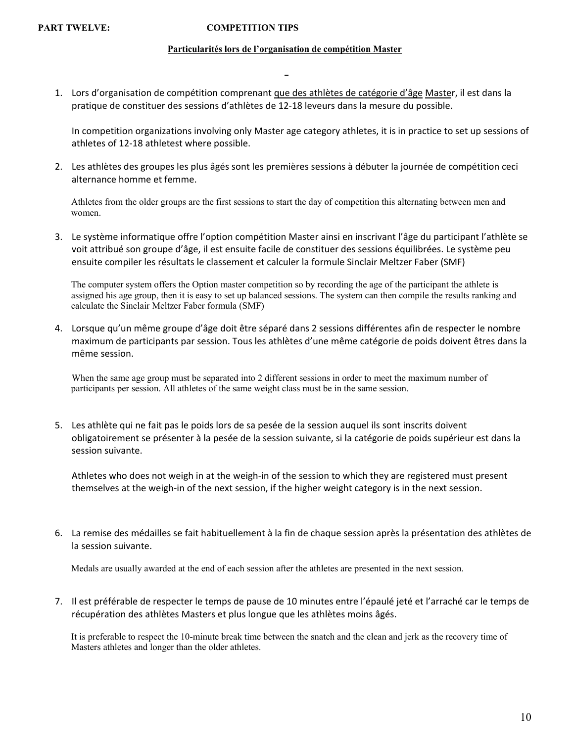**PART TWELVE: COMPETITION TIPS**

**Particularités lors de l'organisation de compétition Master**

1. Lors d'organisation de compétition comprenant que des athlètes de catégorie d'âge Master, il est dans la pratique de constituer des sessions d'athlètes de 12-18 leveurs dans la mesure du possible.

   In competition organizations involving only Master age category athletes, it is in practice to set up sessions of athletes of 12-18 athletest where possible.

2. Les athlètes des groupes les plus âgés sont les premières sessions à débuter la journée de compétition ceci alternance homme et femme.

   Athletes from the older groups are the first sessions to start the day of competition this alternating between men and women.

3. Le système informatique offre l'option compétition Master ainsi en inscrivant l'âge du participant l'athlète se voit attribué son groupe d'âge, il est ensuite facile de constituer des sessions équilibrées. Le système peu ensuite compiler les résultats le classement et calculer la formule Sinclair Meltzer Faber (SMF)

   The computer system offers the Option master competition so by recording the age of the participant the athlete is assigned his age group, then it is easy to set up balanced sessions. The system can then compile the results ranking and calculate the Sinclair Meltzer Faber formula (SMF)

4. Lorsque qu'un même groupe d'âge doit être séparé dans 2 sessions différentes afin de respecter le nombre maximum de participants par session. Tous les athlètes d'une même catégorie de poids doivent êtres dans la même session.

   When the same age group must be separated into 2 different sessions in order to meet the maximum number of participants per session. All athletes of the same weight class must be in the same session.

5. Les athlète qui ne fait pas le poids lors de sa pesée de la session auquel ils sont inscrits doivent obligatoirement se présenter à la pesée de la session suivante, si la catégorie de poids supérieur est dans la session suivante.

   Athletes who does not weigh in at the weigh-in of the session to which they are registered must present themselves at the weigh-in of the next session, if the higher weight category is in the next session.

6. La remise des médailles se fait habituellement à la fin de chaque session après la présentation des athlètes de la session suivante.

   Medals are usually awarded at the end of each session after the athletes are presented in the next session.

7. Il est préférable de respecter le temps de pause de 10 minutes entre l'épaulé jeté et l'arraché car le temps de récupération des athlètes Masters et plus longue que les athlètes moins âgés.

   It is preferable to respect the 10-minute break time between the snatch and the clean and jerk as the recovery time of Masters athletes and longer than the older athletes.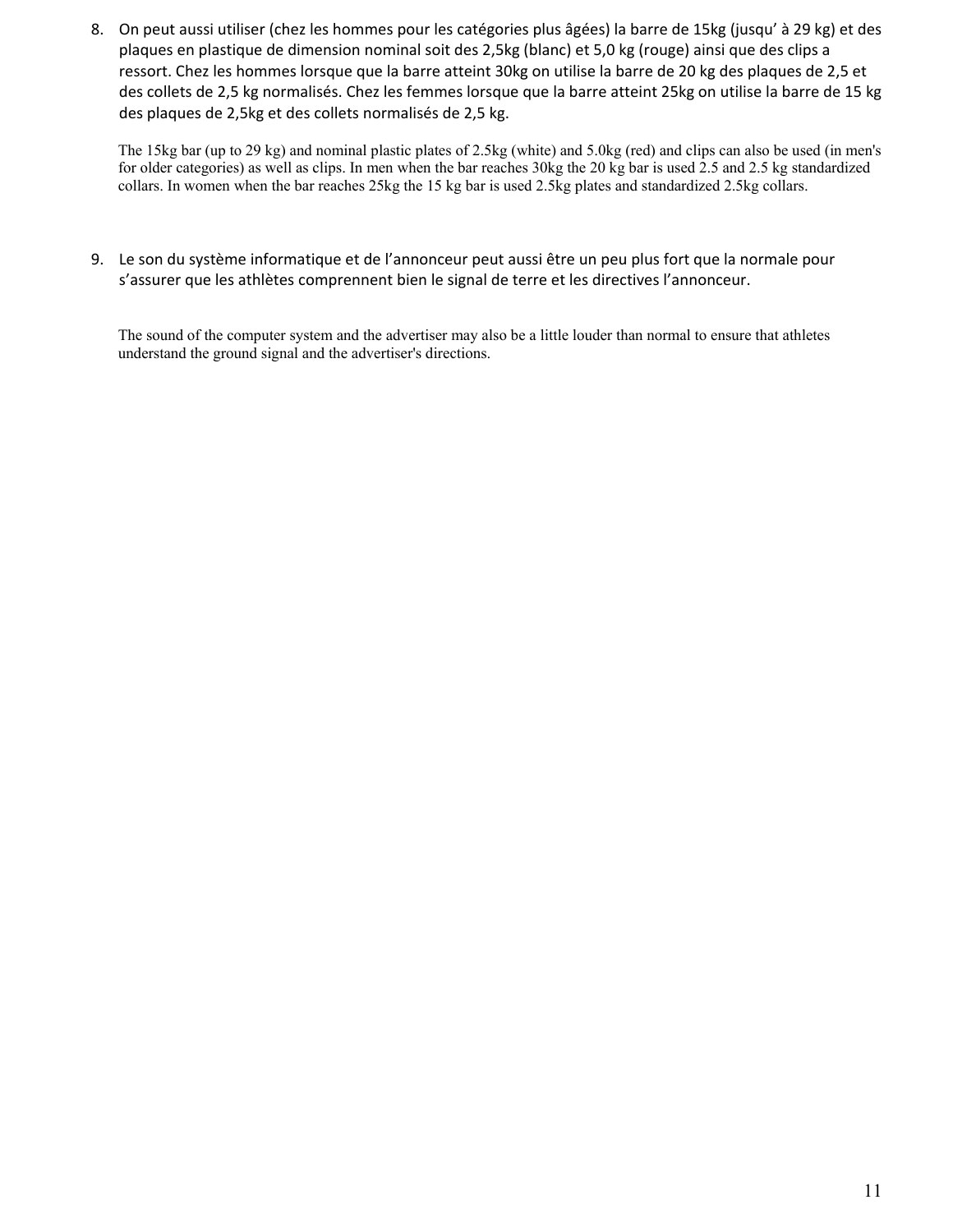8. On peut aussi utiliser (chez les hommes pour les catégories plus âgées) la barre de 15kg (jusqu' à 29 kg) et des plaques en plastique de dimension nominal soit des 2,5kg (blanc) et 5,0 kg (rouge) ainsi que des clips a ressort. Chez les hommes lorsque que la barre atteint 30kg on utilise la barre de 20 kg des plaques de 2,5 et des collets de 2,5 kg normalisés. Chez les femmes lorsque que la barre atteint 25kg on utilise la barre de 15 kg des plaques de 2,5kg et des collets normalisés de 2,5 kg.

   The 15kg bar (up to 29 kg) and nominal plastic plates of 2.5kg (white) and 5.0kg (red) and clips can also be used (in men's for older categories) as well as clips. In men when the bar reaches 30kg the 20 kg bar is used 2.5 and 2.5 kg standardized collars. In women when the bar reaches 25kg the 15 kg bar is used 2.5kg plates and standardized 2.5kg collars.

9. Le son du système informatique et de l'annonceur peut aussi être un peu plus fort que la normale pour s'assurer que les athlètes comprennent bien le signal de terre et les directives l'annonceur.

   The sound of the computer system and the advertiser may also be a little louder than normal to ensure that athletes understand the ground signal and the advertiser's directions.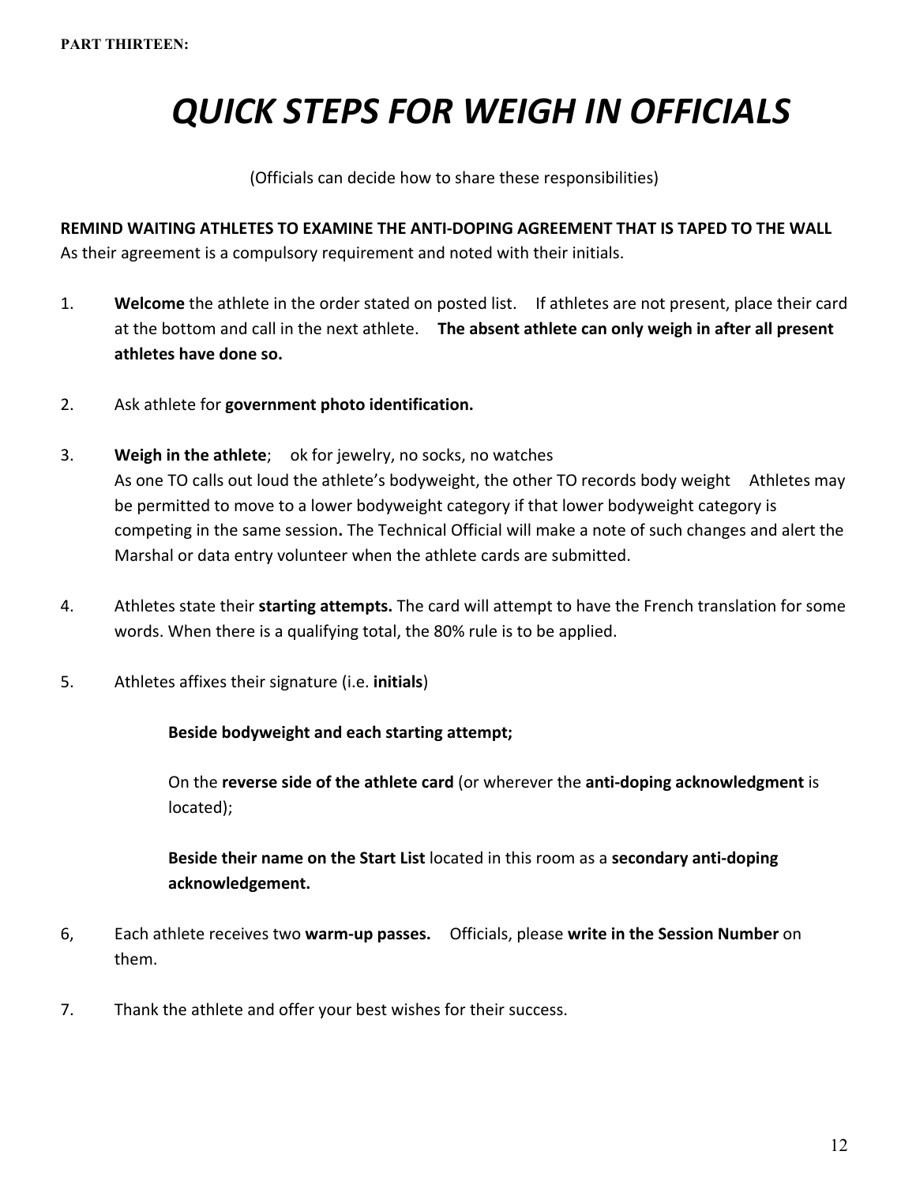**PART THIRTEEN:**

# *QUICK STEPS FOR WEIGH IN OFFICIALS*

(Officials can decide how to share these responsibilities)

**REMIND WAITING ATHLETES TO EXAMINE THE ANTI-DOPING AGREEMENT THAT IS TAPED TO THE WALL**
As their agreement is a compulsory requirement and noted with their initials.

1. **Welcome** the athlete in the order stated on posted list. If athletes are not present, place their card at the bottom and call in the next athlete. **The absent athlete can only weigh in after all present athletes have done so.**

2. Ask athlete for **government photo identification.**

3. **Weigh in the athlete**; ok for jewelry, no socks, no watches
   As one TO calls out loud the athlete's bodyweight, the other TO records body weight Athletes may be permitted to move to a lower bodyweight category if that lower bodyweight category is competing in the same session**.** The Technical Official will make a note of such changes and alert the Marshal or data entry volunteer when the athlete cards are submitted.

4. Athletes state their **starting attempts.** The card will attempt to have the French translation for some words. When there is a qualifying total, the 80% rule is to be applied.

5. Athletes affixes their signature (i.e. **initials**)

   **Beside bodyweight and each starting attempt;**

   On the **reverse side of the athlete card** (or wherever the **anti-doping acknowledgment** is located);

   **Beside their name on the Start List** located in this room as a **secondary anti-doping acknowledgement.**

6, Each athlete receives two **warm-up passes.** Officials, please **write in the Session Number** on them.

7. Thank the athlete and offer your best wishes for their success.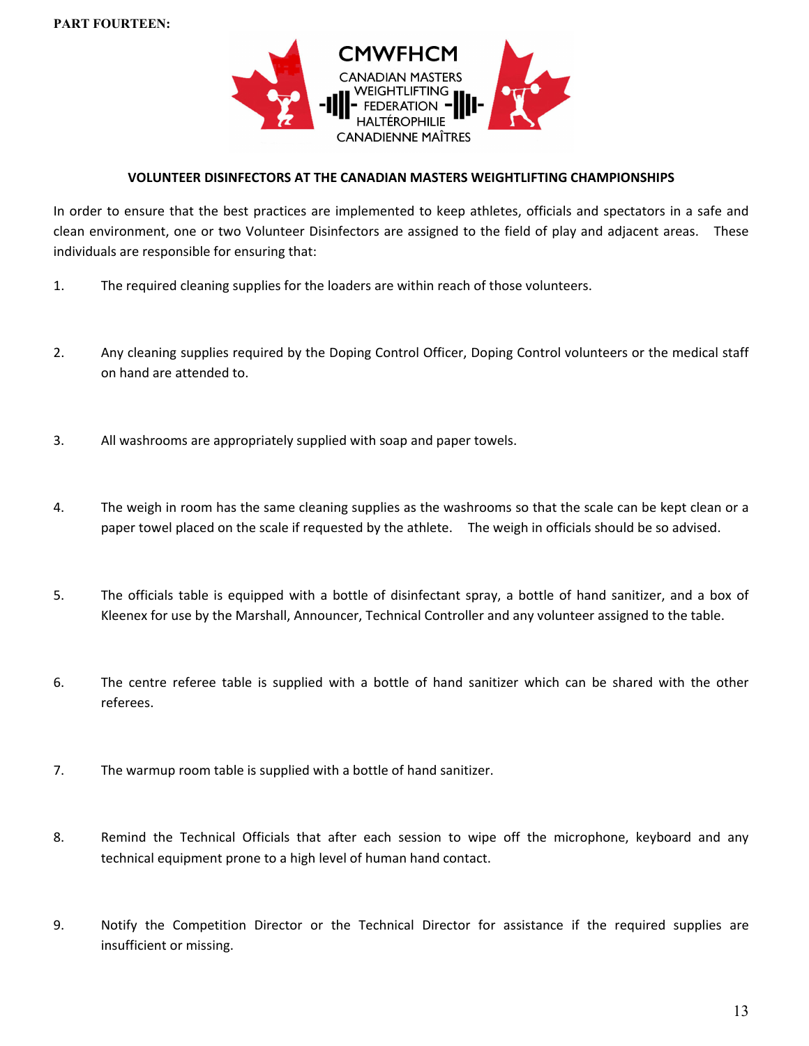**PART FOURTEEN:**

CMWFHCM
CANADIAN MASTERS WEIGHTLIFTING FEDERATION
HALTÉROPHILIE CANADIENNE MAÎTRES

## VOLUNTEER DISINFECTORS AT THE CANADIAN MASTERS WEIGHTLIFTING CHAMPIONSHIPS

In order to ensure that the best practices are implemented to keep athletes, officials and spectators in a safe and clean environment, one or two Volunteer Disinfectors are assigned to the field of play and adjacent areas. These individuals are responsible for ensuring that:

1. The required cleaning supplies for the loaders are within reach of those volunteers.

2. Any cleaning supplies required by the Doping Control Officer, Doping Control volunteers or the medical staff on hand are attended to.

3. All washrooms are appropriately supplied with soap and paper towels.

4. The weigh in room has the same cleaning supplies as the washrooms so that the scale can be kept clean or a paper towel placed on the scale if requested by the athlete. The weigh in officials should be so advised.

5. The officials table is equipped with a bottle of disinfectant spray, a bottle of hand sanitizer, and a box of Kleenex for use by the Marshall, Announcer, Technical Controller and any volunteer assigned to the table.

6. The centre referee table is supplied with a bottle of hand sanitizer which can be shared with the other referees.

7. The warmup room table is supplied with a bottle of hand sanitizer.

8. Remind the Technical Officials that after each session to wipe off the microphone, keyboard and any technical equipment prone to a high level of human hand contact.

9. Notify the Competition Director or the Technical Director for assistance if the required supplies are insufficient or missing.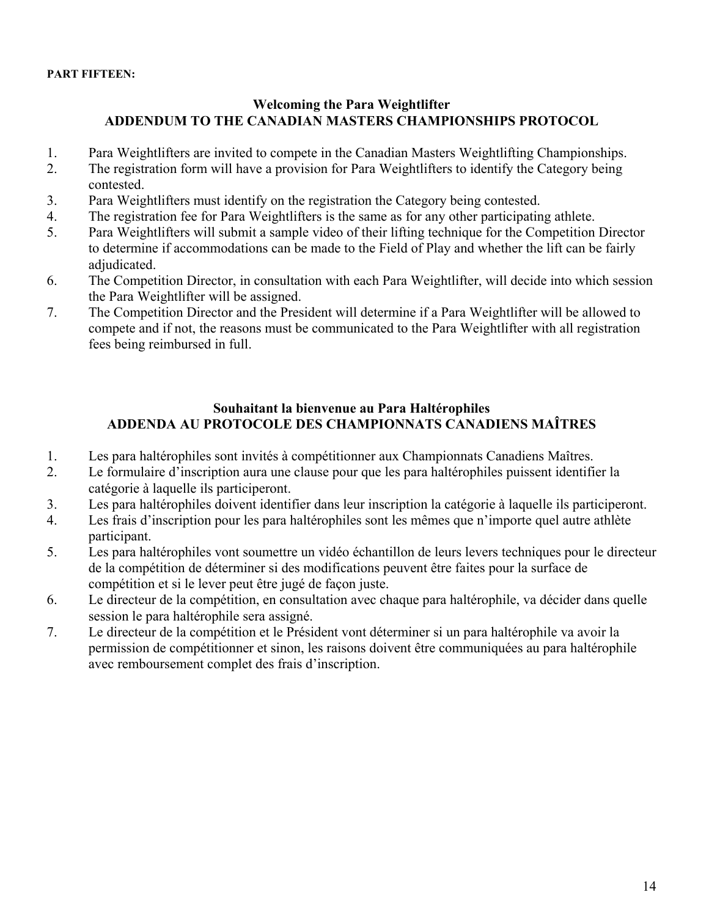**PART FIFTEEN:**

## Welcoming the Para Weightlifter
## ADDENDUM TO THE CANADIAN MASTERS CHAMPIONSHIPS PROTOCOL

1. Para Weightlifters are invited to compete in the Canadian Masters Weightlifting Championships.
2. The registration form will have a provision for Para Weightlifters to identify the Category being contested.
3. Para Weightlifters must identify on the registration the Category being contested.
4. The registration fee for Para Weightlifters is the same as for any other participating athlete.
5. Para Weightlifters will submit a sample video of their lifting technique for the Competition Director to determine if accommodations can be made to the Field of Play and whether the lift can be fairly adjudicated.
6. The Competition Director, in consultation with each Para Weightlifter, will decide into which session the Para Weightlifter will be assigned.
7. The Competition Director and the President will determine if a Para Weightlifter will be allowed to compete and if not, the reasons must be communicated to the Para Weightlifter with all registration fees being reimbursed in full.

## Souhaitant la bienvenue au Para Haltérophiles
## ADDENDA AU PROTOCOLE DES CHAMPIONNATS CANADIENS MAÎTRES

1. Les para haltérophiles sont invités à compétitionner aux Championnats Canadiens Maîtres.
2. Le formulaire d'inscription aura une clause pour que les para haltérophiles puissent identifier la catégorie à laquelle ils participeront.
3. Les para haltérophiles doivent identifier dans leur inscription la catégorie à laquelle ils participeront.
4. Les frais d'inscription pour les para haltérophiles sont les mêmes que n'importe quel autre athlète participant.
5. Les para haltérophiles vont soumettre un vidéo échantillon de leurs levers techniques pour le directeur de la compétition de déterminer si des modifications peuvent être faites pour la surface de compétition et si le lever peut être jugé de façon juste.
6. Le directeur de la compétition, en consultation avec chaque para haltérophile, va décider dans quelle session le para haltérophile sera assigné.
7. Le directeur de la compétition et le Président vont déterminer si un para haltérophile va avoir la permission de compétitionner et sinon, les raisons doivent être communiquées au para haltérophile avec remboursement complet des frais d'inscription.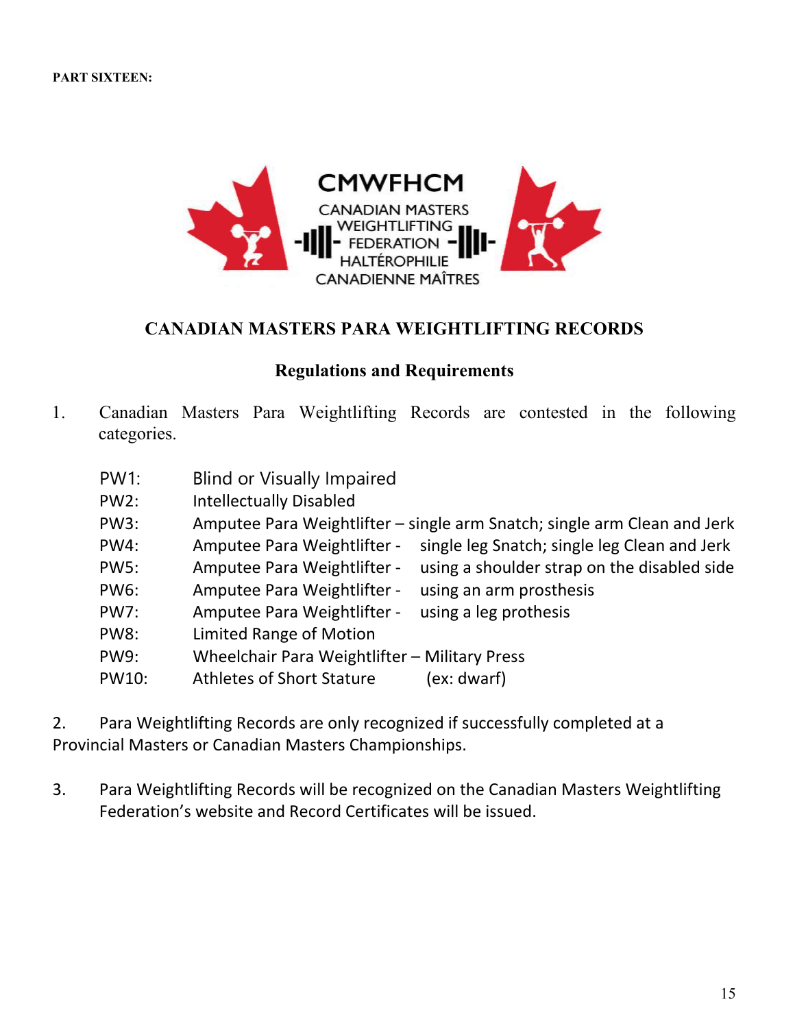**PART SIXTEEN:**

CMWFHCM
CANADIAN MASTERS WEIGHTLIFTING FEDERATION HALTÉROPHILIE CANADIENNE MAÎTRES

## CANADIAN MASTERS PARA WEIGHTLIFTING RECORDS

### Regulations and Requirements

1. Canadian Masters Para Weightlifting Records are contested in the following categories.

   PW1: Blind or Visually Impaired
   PW2: Intellectually Disabled
   PW3: Amputee Para Weightlifter – single arm Snatch; single arm Clean and Jerk
   PW4: Amputee Para Weightlifter - single leg Snatch; single leg Clean and Jerk
   PW5: Amputee Para Weightlifter - using a shoulder strap on the disabled side
   PW6: Amputee Para Weightlifter - using an arm prosthesis
   PW7: Amputee Para Weightlifter - using a leg prothesis
   PW8: Limited Range of Motion
   PW9: Wheelchair Para Weightlifter – Military Press
   PW10: Athletes of Short Stature (ex: dwarf)

2. Para Weightlifting Records are only recognized if successfully completed at a Provincial Masters or Canadian Masters Championships.

3. Para Weightlifting Records will be recognized on the Canadian Masters Weightlifting Federation's website and Record Certificates will be issued.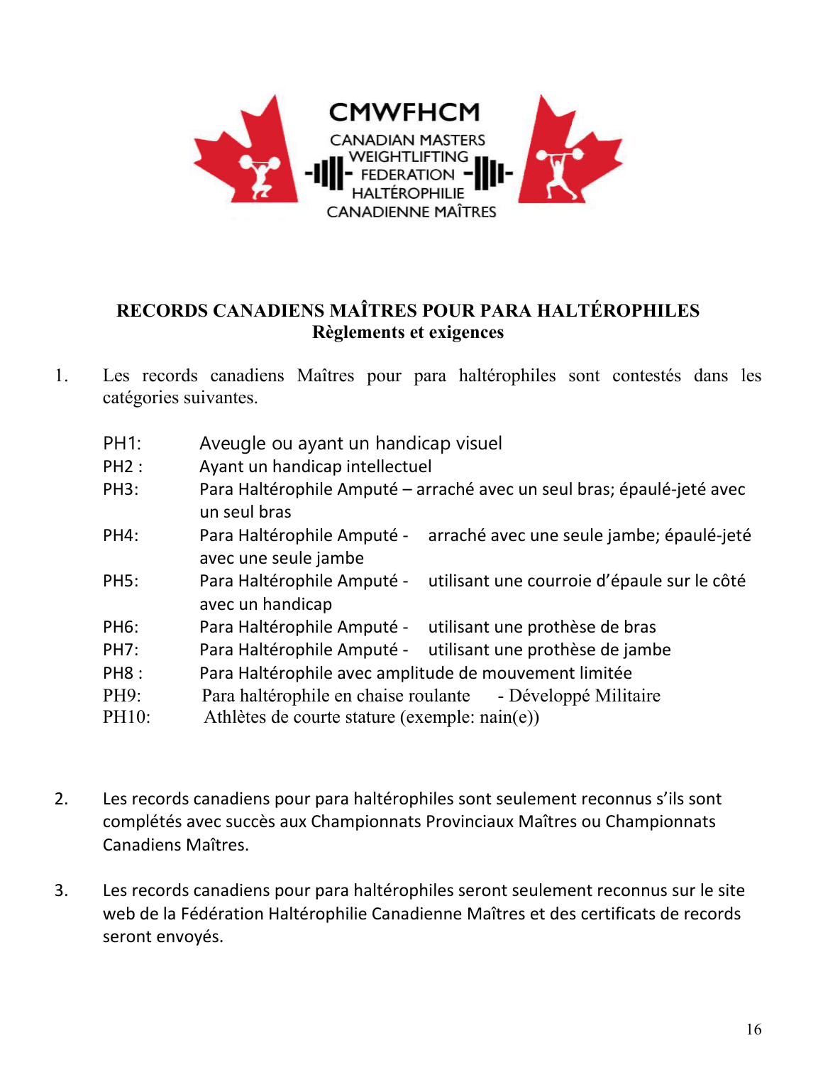CMWFHCM

CANADIAN MASTERS WEIGHTLIFTING FEDERATION HALTÉROPHILIE CANADIENNE MAÎTRES

## RECORDS CANADIENS MAÎTRES POUR PARA HALTÉROPHILES
**Règlements et exigences**

1. Les records canadiens Maîtres pour para haltérophiles sont contestés dans les catégories suivantes.

   | | |
   |---|---|
   | PH1: | Aveugle ou ayant un handicap visuel |
   | PH2 : | Ayant un handicap intellectuel |
   | PH3: | Para Haltérophile Amputé – arraché avec un seul bras; épaulé-jeté avec un seul bras |
   | PH4: | Para Haltérophile Amputé - arraché avec une seule jambe; épaulé-jeté avec une seule jambe |
   | PH5: | Para Haltérophile Amputé - utilisant une courroie d'épaule sur le côté avec un handicap |
   | PH6: | Para Haltérophile Amputé - utilisant une prothèse de bras |
   | PH7: | Para Haltérophile Amputé - utilisant une prothèse de jambe |
   | PH8 : | Para Haltérophile avec amplitude de mouvement limitée |
   | PH9: | Para haltérophile en chaise roulante - Développé Militaire |
   | PH10: | Athlètes de courte stature (exemple: nain(e)) |

2. Les records canadiens pour para haltérophiles sont seulement reconnus s'ils sont complétés avec succès aux Championnats Provinciaux Maîtres ou Championnats Canadiens Maîtres.

3. Les records canadiens pour para haltérophiles seront seulement reconnus sur le site web de la Fédération Haltérophilie Canadienne Maîtres et des certificats de records seront envoyés.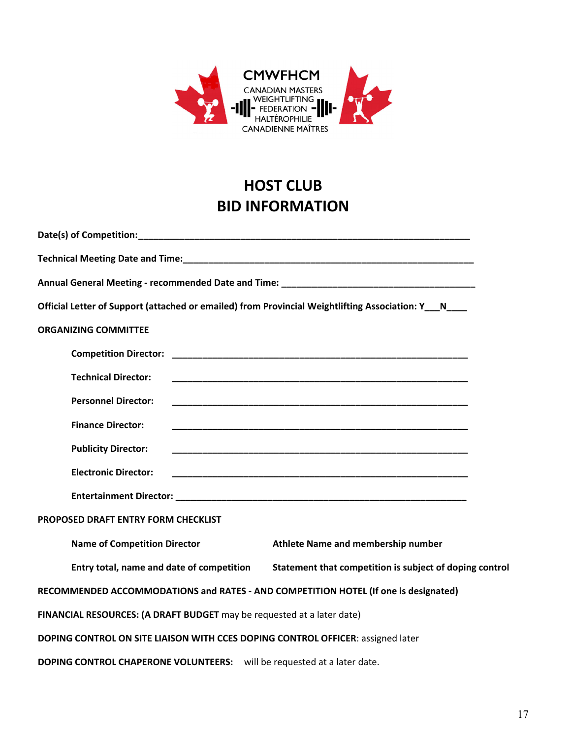CMWFHCM
CANADIAN MASTERS WEIGHTLIFTING FEDERATION
HALTÉROPHILIE CANADIENNE MAÎTRES

# HOST CLUB
# BID INFORMATION

**Date(s) of Competition:**_____________________________________________________________________

**Technical Meeting Date and Time:**_____________________________________________________________

**Annual General Meeting - recommended Date and Time:** _______________________________________

**Official Letter of Support (attached or emailed) from Provincial Weightlifting Association: Y___N____**

**ORGANIZING COMMITTEE**

- **Competition Director:** ____________________________________________________________
- **Technical Director:** ____________________________________________________________
- **Personnel Director:** ____________________________________________________________
- **Finance Director:** ____________________________________________________________
- **Publicity Director:** ____________________________________________________________
- **Electronic Director:** ____________________________________________________________
- **Entertainment Director:** ___________________________________________________________

**PROPOSED DRAFT ENTRY FORM CHECKLIST**

- **Name of Competition Director**
- **Athlete Name and membership number**
- **Entry total, name and date of competition**
- **Statement that competition is subject of doping control**

**RECOMMENDED ACCOMMODATIONS and RATES - AND COMPETITION HOTEL (If one is designated)**

**FINANCIAL RESOURCES: (A DRAFT BUDGET** may be requested at a later date)

**DOPING CONTROL ON SITE LIAISON WITH CCES DOPING CONTROL OFFICER**: assigned later

**DOPING CONTROL CHAPERONE VOLUNTEERS:** will be requested at a later date.